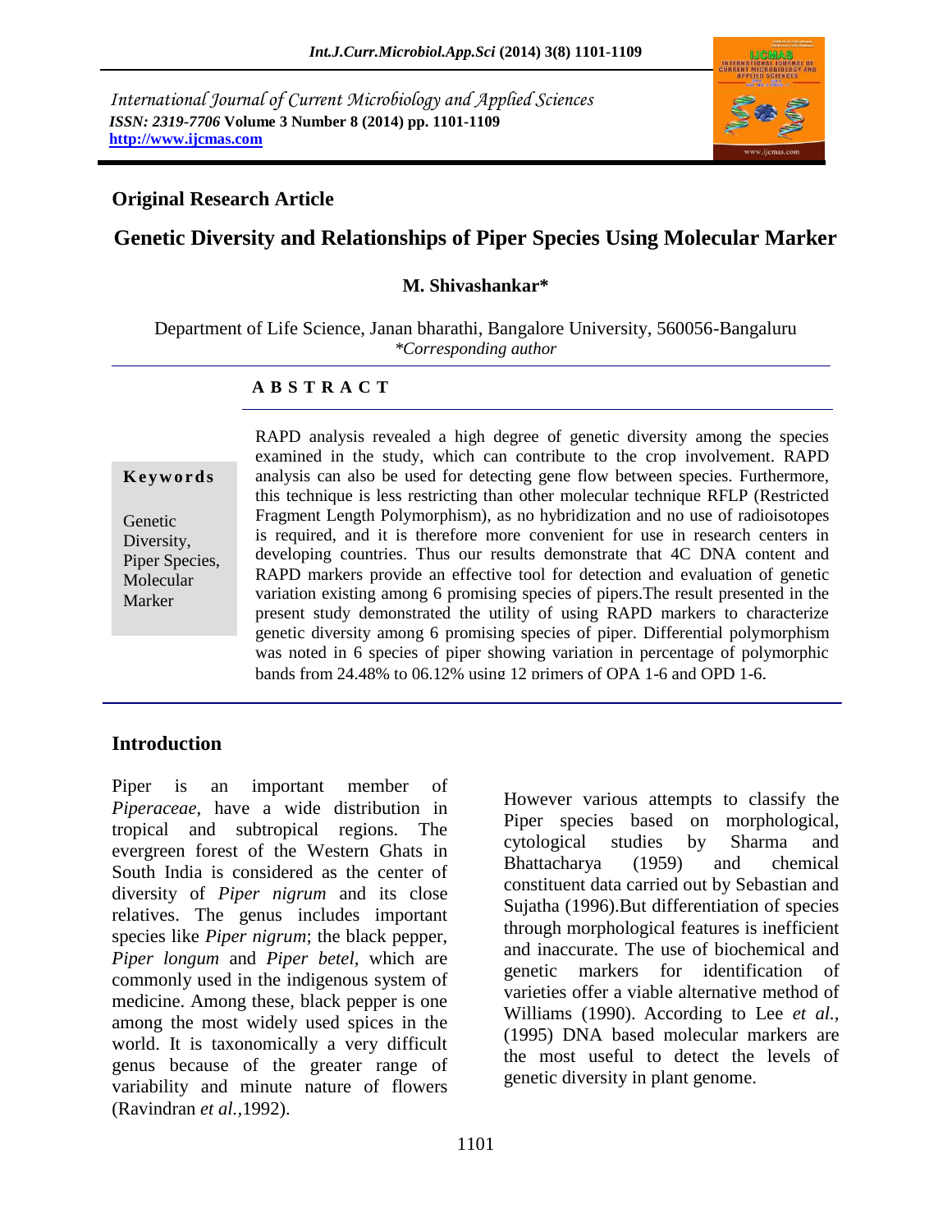International Journal of Current Microbiology and Applied Sciences
*ISSN: 2319-7706* **Volume 3 Number 8 (2014) pp. 1101-1109**
**http://www.ijcmas.com**

**Original Research Article**

# Genetic Diversity and Relationships of Piper Species Using Molecular Marker

**M. Shivashankar***

Department of Life Science, Janan bharathi, Bangalore University, 560056-Bangaluru
*\*Corresponding author*

## ABSTRACT

**Keywords**

Genetic Diversity, Piper Species, Molecular Marker

RAPD analysis revealed a high degree of genetic diversity among the species examined in the study, which can contribute to the crop involvement. RAPD analysis can also be used for detecting gene flow between species. Furthermore, this technique is less restricting than other molecular technique RFLP (Restricted Fragment Length Polymorphism), as no hybridization and no use of radioisotopes is required, and it is therefore more convenient for use in research centers in developing countries. Thus our results demonstrate that 4C DNA content and RAPD markers provide an effective tool for detection and evaluation of genetic variation existing among 6 promising species of pipers.The result presented in the present study demonstrated the utility of using RAPD markers to characterize genetic diversity among 6 promising species of piper. Differential polymorphism was noted in 6 species of piper showing variation in percentage of polymorphic bands from 24.48% to 06.12% using 12 primers of OPA 1-6 and OPD 1-6.

## Introduction

Piper is an important member of *Piperaceae*, have a wide distribution in tropical and subtropical regions. The evergreen forest of the Western Ghats in South India is considered as the center of diversity of *Piper nigrum* and its close relatives. The genus includes important species like *Piper nigrum*; the black pepper, *Piper longum* and *Piper betel*, which are commonly used in the indigenous system of medicine. Among these, black pepper is one among the most widely used spices in the world. It is taxonomically a very difficult genus because of the greater range of variability and minute nature of flowers (Ravindran *et al.*,1992).

However various attempts to classify the Piper species based on morphological, cytological studies by Sharma and Bhattacharya (1959) and chemical constituent data carried out by Sebastian and Sujatha (1996).But differentiation of species through morphological features is inefficient and inaccurate. The use of biochemical and genetic markers for identification of varieties offer a viable alternative method of Williams (1990). According to Lee *et al.*, (1995) DNA based molecular markers are the most useful to detect the levels of genetic diversity in plant genome.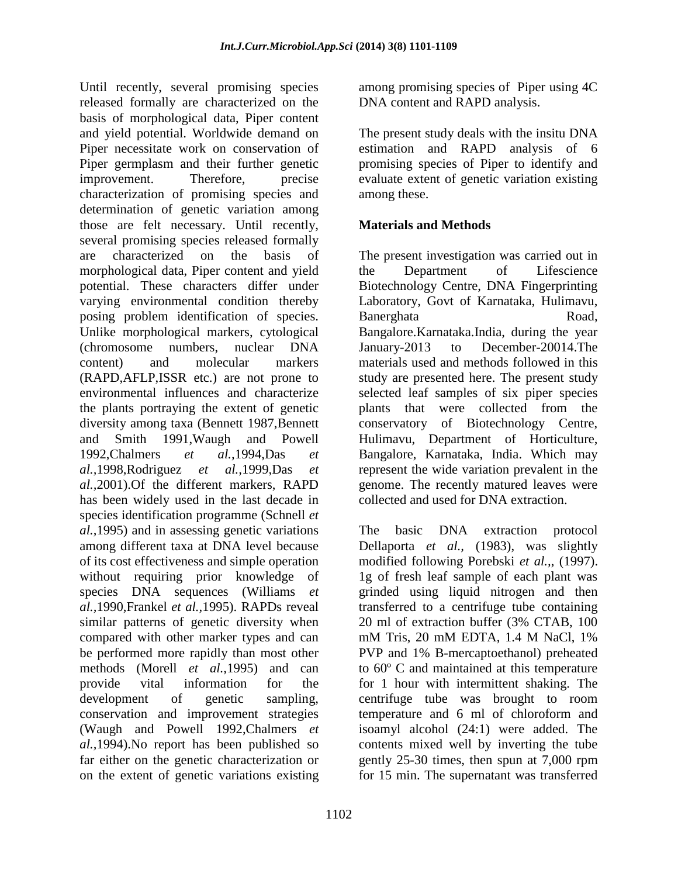Until recently, several promising species released formally are characterized on the basis of morphological data, Piper content and yield potential. Worldwide demand on Piper necessitate work on conservation of Piper germplasm and their further genetic improvement. Therefore, precise characterization of promising species and determination of genetic variation among those are felt necessary. Until recently, several promising species released formally are characterized on the basis of morphological data, Piper content and yield potential. These characters differ under varying environmental condition thereby posing problem identification of species. Unlike morphological markers, cytological (chromosome numbers, nuclear DNA content) and molecular markers (RAPD,AFLP,ISSR etc.) are not prone to environmental influences and characterize the plants portraying the extent of genetic diversity among taxa (Bennett 1987,Bennett and Smith 1991,Waugh and Powell 1992,Chalmers *et al.*,1994,Das *et al.*,1998,Rodriguez *et al.*,1999,Das *et al.*,2001).Of the different markers, RAPD has been widely used in the last decade in species identification programme (Schnell *et al.*,1995) and in assessing genetic variations among different taxa at DNA level because of its cost effectiveness and simple operation without requiring prior knowledge of species DNA sequences (Williams *et al.*,1990,Frankel *et al.*,1995). RAPDs reveal similar patterns of genetic diversity when compared with other marker types and can be performed more rapidly than most other methods (Morell *et al.*,1995) and can provide vital information for the development of genetic sampling, conservation and improvement strategies (Waugh and Powell 1992,Chalmers *et al.*,1994).No report has been published so far either on the genetic characterization or on the extent of genetic variations existing among promising species of Piper using 4C DNA content and RAPD analysis.

The present study deals with the insitu DNA estimation and RAPD analysis of 6 promising species of Piper to identify and evaluate extent of genetic variation existing among these.

## Materials and Methods

The present investigation was carried out in the Department of Lifescience Biotechnology Centre, DNA Fingerprinting Laboratory, Govt of Karnataka, Hulimavu, Banerghata Road, Bangalore.Karnataka.India, during the year January-2013 to December-20014.The materials used and methods followed in this study are presented here. The present study selected leaf samples of six piper species plants that were collected from the conservatory of Biotechnology Centre, Hulimavu, Department of Horticulture, Bangalore, Karnataka, India. Which may represent the wide variation prevalent in the genome. The recently matured leaves were collected and used for DNA extraction.

The basic DNA extraction protocol Dellaporta *et al.,* (1983), was slightly modified following Porebski *et al.,,* (1997). 1g of fresh leaf sample of each plant was grinded using liquid nitrogen and then transferred to a centrifuge tube containing 20 ml of extraction buffer (3% CTAB, 100 mM Tris, 20 mM EDTA, 1.4 M NaCl, 1% PVP and 1% B-mercaptoethanol) preheated to 60º C and maintained at this temperature for 1 hour with intermittent shaking. The centrifuge tube was brought to room temperature and 6 ml of chloroform and isoamyl alcohol (24:1) were added. The contents mixed well by inverting the tube gently 25-30 times, then spun at 7,000 rpm for 15 min. The supernatant was transferred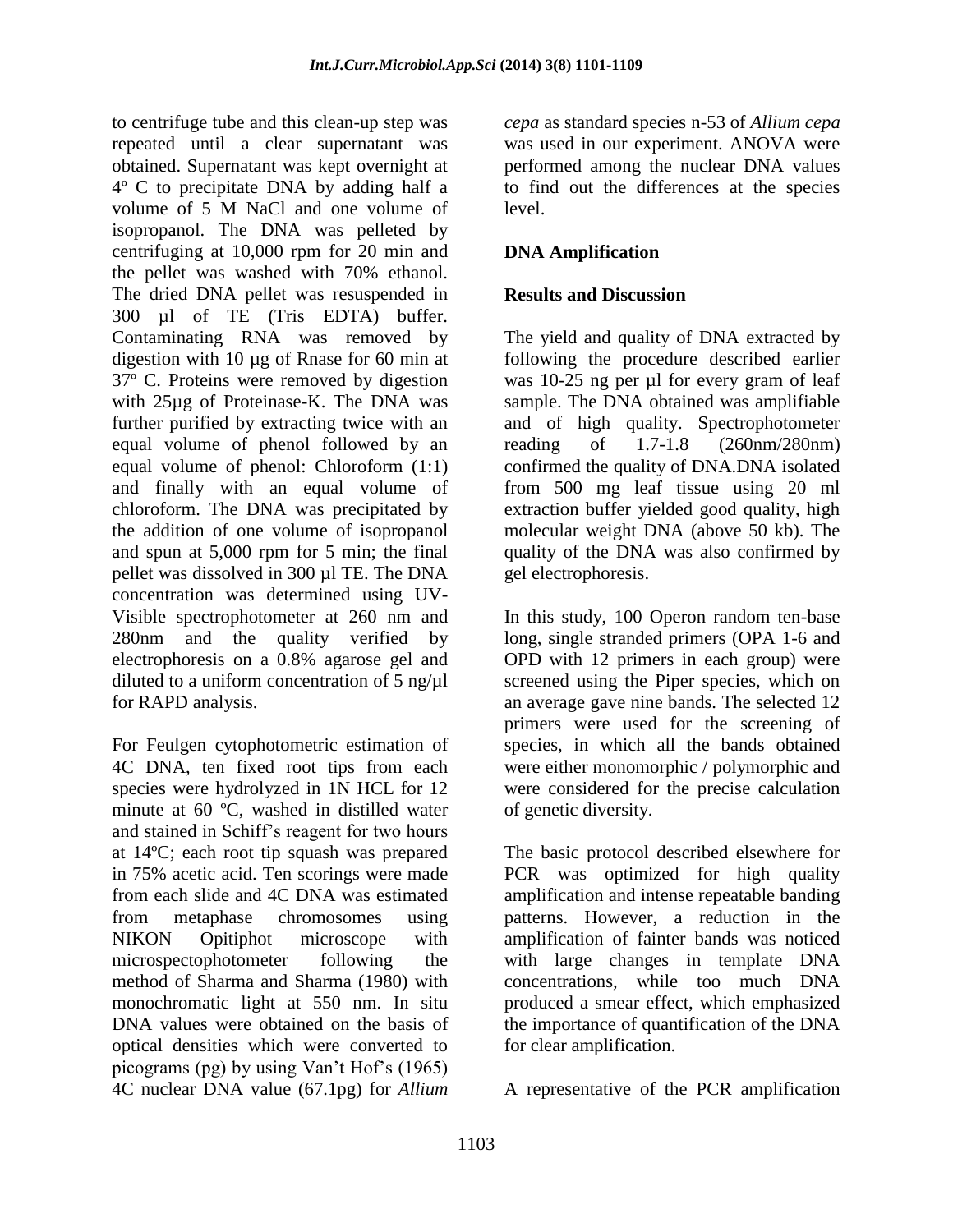to centrifuge tube and this clean-up step was repeated until a clear supernatant was obtained. Supernatant was kept overnight at 4º C to precipitate DNA by adding half a volume of 5 M NaCl and one volume of isopropanol. The DNA was pelleted by centrifuging at 10,000 rpm for 20 min and the pellet was washed with 70% ethanol. The dried DNA pellet was resuspended in 300 µl of TE (Tris EDTA) buffer. Contaminating RNA was removed by digestion with 10 µg of Rnase for 60 min at 37º C. Proteins were removed by digestion with 25µg of Proteinase-K. The DNA was further purified by extracting twice with an equal volume of phenol followed by an equal volume of phenol: Chloroform (1:1) and finally with an equal volume of chloroform. The DNA was precipitated by the addition of one volume of isopropanol and spun at 5,000 rpm for 5 min; the final pellet was dissolved in 300 µl TE. The DNA concentration was determined using UV-Visible spectrophotometer at 260 nm and 280nm and the quality verified by electrophoresis on a 0.8% agarose gel and diluted to a uniform concentration of 5 ng/µl for RAPD analysis.

For Feulgen cytophotometric estimation of 4C DNA, ten fixed root tips from each species were hydrolyzed in 1N HCL for 12 minute at 60 ºC, washed in distilled water and stained in Schiff's reagent for two hours at 14ºC; each root tip squash was prepared in 75% acetic acid. Ten scorings were made from each slide and 4C DNA was estimated from metaphase chromosomes using NIKON Opitiphot microscope with microspectophotometer following the method of Sharma and Sharma (1980) with monochromatic light at 550 nm. In situ DNA values were obtained on the basis of optical densities which were converted to picograms (pg) by using Van't Hof's (1965) 4C nuclear DNA value (67.1pg) for *Allium cepa* as standard species n-53 of *Allium cepa* was used in our experiment. ANOVA were performed among the nuclear DNA values to find out the differences at the species level.

## DNA Amplification

## Results and Discussion

The yield and quality of DNA extracted by following the procedure described earlier was 10-25 ng per µl for every gram of leaf sample. The DNA obtained was amplifiable and of high quality. Spectrophotometer reading of 1.7-1.8 (260nm/280nm) confirmed the quality of DNA.DNA isolated from 500 mg leaf tissue using 20 ml extraction buffer yielded good quality, high molecular weight DNA (above 50 kb). The quality of the DNA was also confirmed by gel electrophoresis.

In this study, 100 Operon random ten-base long, single stranded primers (OPA 1-6 and OPD with 12 primers in each group) were screened using the Piper species, which on an average gave nine bands. The selected 12 primers were used for the screening of species, in which all the bands obtained were either monomorphic / polymorphic and were considered for the precise calculation of genetic diversity.

The basic protocol described elsewhere for PCR was optimized for high quality amplification and intense repeatable banding patterns. However, a reduction in the amplification of fainter bands was noticed with large changes in template DNA concentrations, while too much DNA produced a smear effect, which emphasized the importance of quantification of the DNA for clear amplification.

A representative of the PCR amplification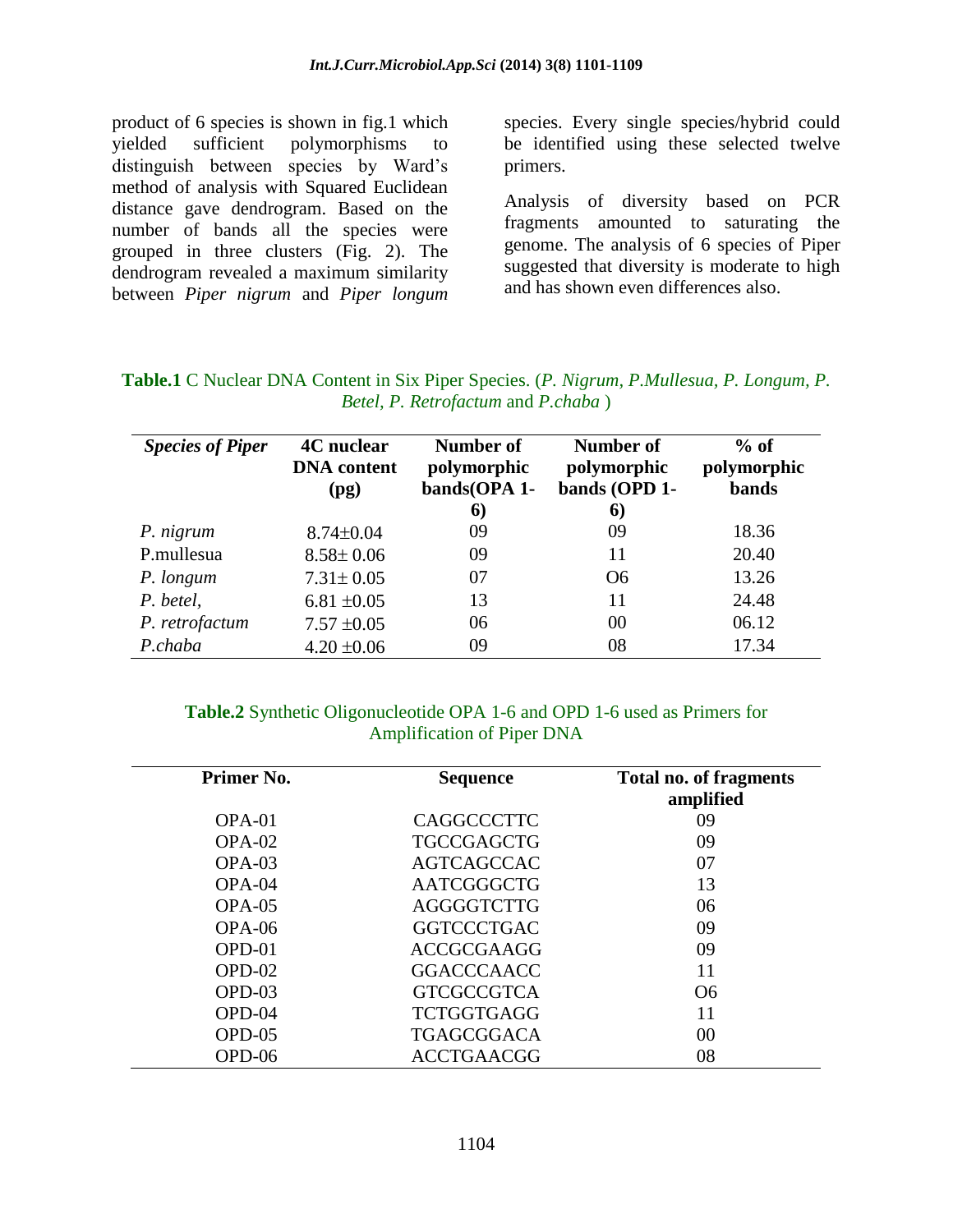product of 6 species is shown in fig.1 which yielded sufficient polymorphisms to distinguish between species by Ward's method of analysis with Squared Euclidean distance gave dendrogram. Based on the number of bands all the species were grouped in three clusters (Fig. 2). The dendrogram revealed a maximum similarity between *Piper nigrum* and *Piper longum* species. Every single species/hybrid could be identified using these selected twelve primers.

Analysis of diversity based on PCR fragments amounted to saturating the genome. The analysis of 6 species of Piper suggested that diversity is moderate to high and has shown even differences also.

**Table.1** C Nuclear DNA Content in Six Piper Species. (*P. Nigrum, P.Mullesua, P. Longum, P. Betel, P. Retrofactum* and *P.chaba* )

| *Species of Piper* | 4C nuclear DNA content (pg) | Number of polymorphic bands(OPA 1-6) | Number of polymorphic bands (OPD 1-6) | % of polymorphic bands |
|---|---|---|---|---|
| *P. nigrum* | 8.74±0.04 | 09 | 09 | 18.36 |
| P.mullesua | 8.58± 0.06 | 09 | 11 | 20.40 |
| *P. longum* | 7.31± 0.05 | 07 | O6 | 13.26 |
| *P. betel,* | 6.81 ±0.05 | 13 | 11 | 24.48 |
| *P. retrofactum* | 7.57 ±0.05 | 06 | 00 | 06.12 |
| *P.chaba* | 4.20 ±0.06 | 09 | 08 | 17.34 |

**Table.2** Synthetic Oligonucleotide OPA 1-6 and OPD 1-6 used as Primers for Amplification of Piper DNA

| Primer No. | Sequence | Total no. of fragments amplified |
|---|---|---|
| OPA-01 | CAGGCCCTTC | 09 |
| OPA-02 | TGCCGAGCTG | 09 |
| OPA-03 | AGTCAGCCAC | 07 |
| OPA-04 | AATCGGGCTG | 13 |
| OPA-05 | AGGGGTCTTG | 06 |
| OPA-06 | GGTCCCTGAC | 09 |
| OPD-01 | ACCGCGAAGG | 09 |
| OPD-02 | GGACCCAACC | 11 |
| OPD-03 | GTCGCCGTCA | O6 |
| OPD-04 | TCTGGTGAGG | 11 |
| OPD-05 | TGAGCGGACA | 00 |
| OPD-06 | ACCTGAACGG | 08 |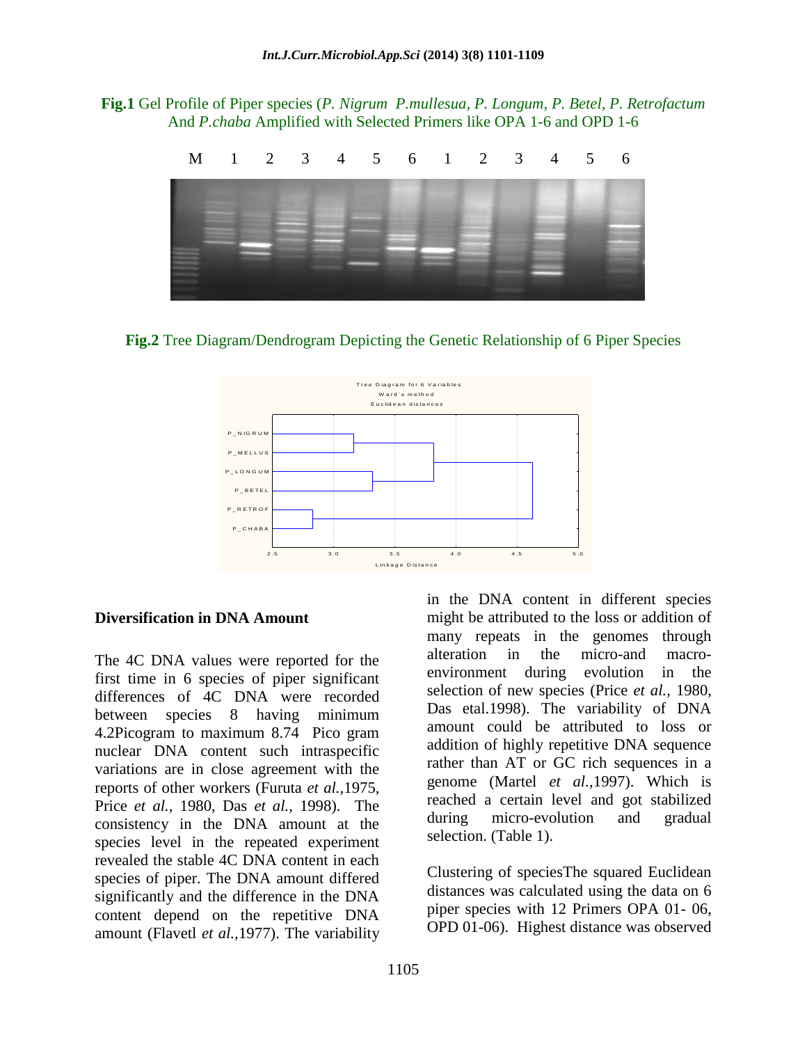**Fig.1** Gel Profile of Piper species (*P. Nigrum P.mullesua, P. Longum, P. Betel, P. Retrofactum* And *P.chaba* Amplified with Selected Primers like OPA 1-6 and OPD 1-6

**Fig.2** Tree Diagram/Dendrogram Depicting the Genetic Relationship of 6 Piper Species

## Diversification in DNA Amount

The 4C DNA values were reported for the first time in 6 species of piper significant differences of 4C DNA were recorded between species 8 having minimum 4.2Picogram to maximum 8.74 Pico gram nuclear DNA content such intraspecific variations are in close agreement with the reports of other workers (Furuta *et al.,*1975, Price *et al.,* 1980, Das *et al.,* 1998). The consistency in the DNA amount at the species level in the repeated experiment revealed the stable 4C DNA content in each species of piper. The DNA amount differed significantly and the difference in the DNA content depend on the repetitive DNA amount (Flavetl *et al.,*1977). The variability in the DNA content in different species might be attributed to the loss or addition of many repeats in the genomes through alteration in the micro-and macro-environment during evolution in the selection of new species (Price *et al.,* 1980, Das etal.1998). The variability of DNA amount could be attributed to loss or addition of highly repetitive DNA sequence rather than AT or GC rich sequences in a genome (Martel *et al.,*1997). Which is reached a certain level and got stabilized during micro-evolution and gradual selection. (Table 1).

Clustering of speciesThe squared Euclidean distances was calculated using the data on 6 piper species with 12 Primers OPA 01- 06, OPD 01-06). Highest distance was observed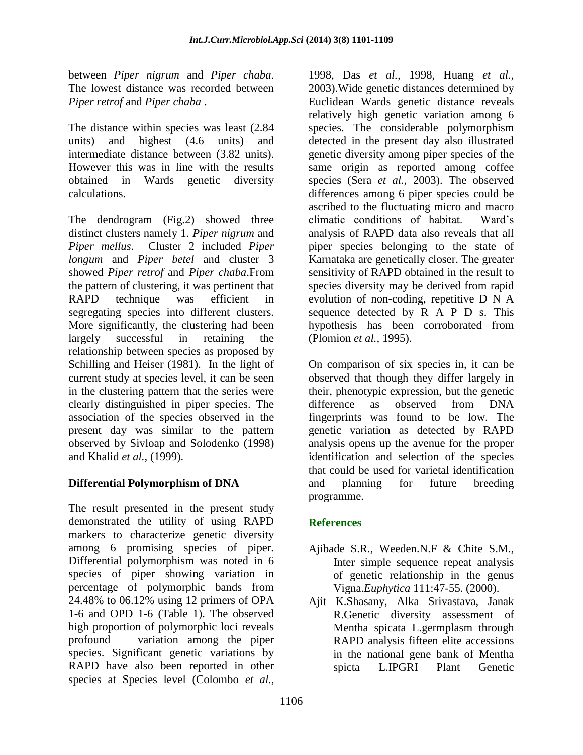between *Piper nigrum* and *Piper chaba*. The lowest distance was recorded between *Piper retrof* and *Piper chaba* .

The distance within species was least (2.84 units) and highest (4.6 units) and intermediate distance between (3.82 units). However this was in line with the results obtained in Wards genetic diversity calculations.

The dendrogram (Fig.2) showed three distinct clusters namely 1. *Piper nigrum* and *Piper mellus*. Cluster 2 included *Piper longum* and *Piper betel* and cluster 3 showed *Piper retrof* and *Piper chaba*.From the pattern of clustering, it was pertinent that RAPD technique was efficient in segregating species into different clusters. More significantly, the clustering had been largely successful in retaining the relationship between species as proposed by Schilling and Heiser (1981). In the light of current study at species level, it can be seen in the clustering pattern that the series were clearly distinguished in piper species. The association of the species observed in the present day was similar to the pattern observed by Sivloap and Solodenko (1998) and Khalid *et al.,* (1999).

## Differential Polymorphism of DNA

The result presented in the present study demonstrated the utility of using RAPD markers to characterize genetic diversity among 6 promising species of piper. Differential polymorphism was noted in 6 species of piper showing variation in percentage of polymorphic bands from 24.48% to 06.12% using 12 primers of OPA 1-6 and OPD 1-6 (Table 1). The observed high proportion of polymorphic loci reveals profound variation among the piper species. Significant genetic variations by RAPD have also been reported in other species at Species level (Colombo *et al.,* 1998, Das *et al.,* 1998, Huang *et al.,* 2003).Wide genetic distances determined by Euclidean Wards genetic distance reveals relatively high genetic variation among 6 species. The considerable polymorphism detected in the present day also illustrated genetic diversity among piper species of the same origin as reported among coffee species (Sera *et al.,* 2003). The observed differences among 6 piper species could be ascribed to the fluctuating micro and macro climatic conditions of habitat. Ward's analysis of RAPD data also reveals that all piper species belonging to the state of Karnataka are genetically closer. The greater sensitivity of RAPD obtained in the result to species diversity may be derived from rapid evolution of non-coding, repetitive D N A sequence detected by R A P D s. This hypothesis has been corroborated from (Plomion *et al.,* 1995).

On comparison of six species in, it can be observed that though they differ largely in their, phenotypic expression, but the genetic difference as observed from DNA fingerprints was found to be low. The genetic variation as detected by RAPD analysis opens up the avenue for the proper identification and selection of the species that could be used for varietal identification and planning for future breeding programme.

## References

- Ajibade S.R., Weeden.N.F & Chite S.M., Inter simple sequence repeat analysis of genetic relationship in the genus Vigna.*Euphytica* 111:47-55. (2000).
- Ajit K.Shasany, Alka Srivastava, Janak R.Genetic diversity assessment of Mentha spicata L.germplasm through RAPD analysis fifteen elite accessions in the national gene bank of Mentha spicta L.IPGRI Plant Genetic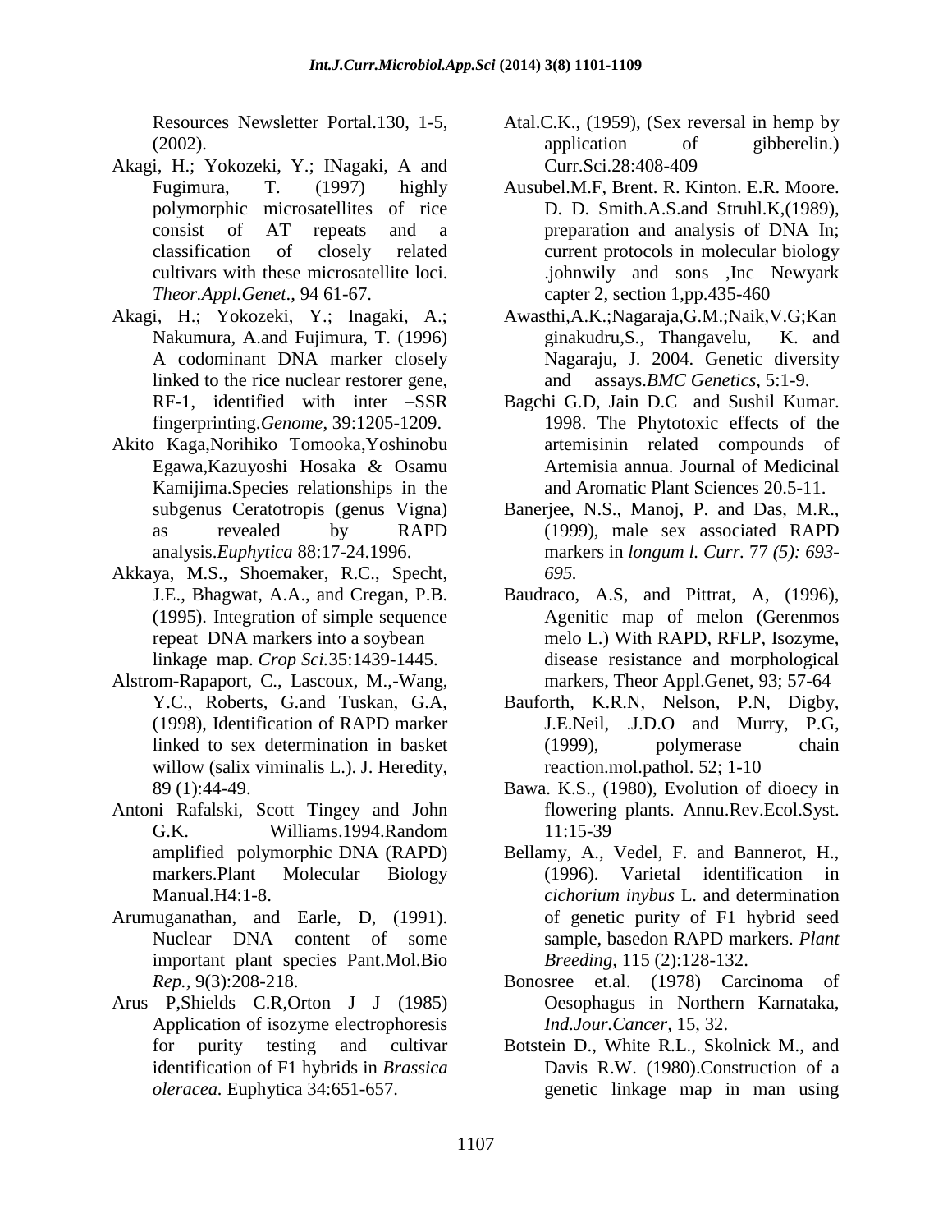Resources Newsletter Portal.130, 1-5, (2002).

Akagi, H.; Yokozeki, Y.; INagaki, A and Fugimura, T. (1997) highly polymorphic microsatellites of rice consist of AT repeats and a classification of closely related cultivars with these microsatellite loci. *Theor.Appl.Genet*., 94 61-67.

Akagi, H.; Yokozeki, Y.; Inagaki, A.; Nakumura, A.and Fujimura, T. (1996) A codominant DNA marker closely linked to the rice nuclear restorer gene, RF-1, identified with inter –SSR fingerprinting.*Genome*, 39:1205-1209.

Akito Kaga,Norihiko Tomooka,Yoshinobu Egawa,Kazuyoshi Hosaka & Osamu Kamijima.Species relationships in the subgenus Ceratotropis (genus Vigna) as revealed by RAPD analysis.*Euphytica* 88:17-24.1996.

Akkaya, M.S., Shoemaker, R.C., Specht, J.E., Bhagwat, A.A., and Cregan, P.B. (1995). Integration of simple sequence repeat DNA markers into a soybean linkage map. *Crop Sci.*35:1439-1445.

Alstrom-Rapaport, C., Lascoux, M.,-Wang, Y.C., Roberts, G.and Tuskan, G.A, (1998), Identification of RAPD marker linked to sex determination in basket willow (salix viminalis L.). J. Heredity, 89 (1):44-49.

Antoni Rafalski, Scott Tingey and John G.K. Williams.1994.Random amplified polymorphic DNA (RAPD) markers.Plant Molecular Biology Manual.H4:1-8.

Arumuganathan, and Earle, D, (1991). Nuclear DNA content of some important plant species Pant.Mol.Bio *Rep.*, 9(3):208-218.

Arus P,Shields C.R,Orton J J (1985) Application of isozyme electrophoresis for purity testing and cultivar identification of F1 hybrids in *Brassica oleracea.* Euphytica 34:651-657.

Atal.C.K., (1959), (Sex reversal in hemp by application of gibberelin.) Curr.Sci.28:408-409

Ausubel.M.F, Brent. R. Kinton. E.R. Moore. D. D. Smith.A.S.and Struhl.K,(1989), preparation and analysis of DNA In; current protocols in molecular biology .johnwily and sons ,Inc Newyark capter 2, section 1,pp.435-460

Awasthi,A.K.;Nagaraja,G.M.;Naik,V.G;Kanginakudru,S., Thangavelu, K. and Nagaraju, J. 2004. Genetic diversity and assays.*BMC Genetics*, 5:1-9.

Bagchi G.D, Jain D.C and Sushil Kumar. 1998. The Phytotoxic effects of the artemisinin related compounds of Artemisia annua. Journal of Medicinal and Aromatic Plant Sciences 20.5-11.

Banerjee, N.S., Manoj, P. and Das, M.R., (1999), male sex associated RAPD markers in *longum l. Curr.* 77 *(5): 693-695.*

Baudraco, A.S, and Pittrat, A, (1996), Agenitic map of melon (Gerenmos melo L.) With RAPD, RFLP, Isozyme, disease resistance and morphological markers, Theor Appl.Genet, 93; 57-64

Bauforth, K.R.N, Nelson, P.N, Digby, J.E.Neil, .J.D.O and Murry, P.G, (1999), polymerase chain reaction.mol.pathol. 52; 1-10

Bawa. K.S., (1980), Evolution of dioecy in flowering plants. Annu.Rev.Ecol.Syst. 11:15-39

Bellamy, A., Vedel, F. and Bannerot, H., (1996). Varietal identification in *cichorium inybus* L. and determination of genetic purity of F1 hybrid seed sample, basedon RAPD markers. *Plant Breeding,* 115 (2):128-132.

Bonosree et.al. (1978) Carcinoma of Oesophagus in Northern Karnataka, *Ind.Jour.Cancer*, 15, 32.

Botstein D., White R.L., Skolnick M., and Davis R.W. (1980).Construction of a genetic linkage map in man using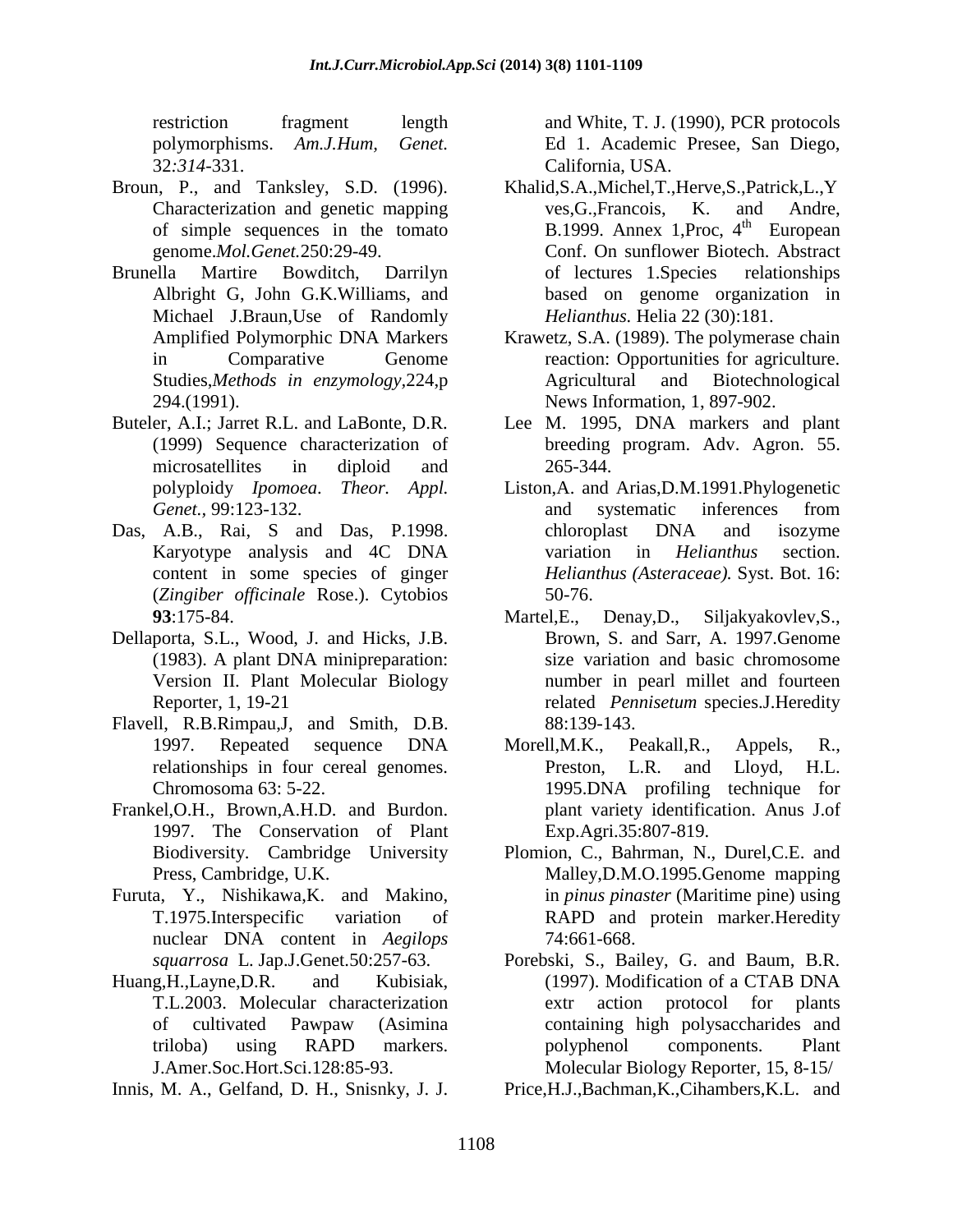restriction fragment length polymorphisms. *Am.J.Hum, Genet.* 32*:314*-331.

Broun, P., and Tanksley, S.D. (1996). Characterization and genetic mapping of simple sequences in the tomato genome.*Mol.Genet.*250:29-49.

Brunella Martire Bowditch, Darrilyn Albright G, John G.K.Williams, and Michael J.Braun,Use of Randomly Amplified Polymorphic DNA Markers in Comparative Genome Studies,*Methods in enzymology*,224,p 294.(1991).

Buteler, A.I.; Jarret R.L. and LaBonte, D.R. (1999) Sequence characterization of microsatellites in diploid and polyploidy *Ipomoea*. *Theor. Appl. Genet.*, 99:123-132.

Das, A.B., Rai, S and Das, P.1998. Karyotype analysis and 4C DNA content in some species of ginger (*Zingiber officinale* Rose.). Cytobios **93**:175-84.

Dellaporta, S.L., Wood, J. and Hicks, J.B. (1983). A plant DNA minipreparation: Version II. Plant Molecular Biology Reporter, 1, 19-21

Flavell, R.B.Rimpau,J, and Smith, D.B. 1997. Repeated sequence DNA relationships in four cereal genomes. Chromosoma 63: 5-22.

Frankel,O.H., Brown,A.H.D. and Burdon. 1997. The Conservation of Plant Biodiversity. Cambridge University Press, Cambridge, U.K.

Furuta, Y., Nishikawa,K. and Makino, T.1975.Interspecific variation of nuclear DNA content in *Aegilops squarrosa* L. Jap.J.Genet.50:257-63.

Huang,H.,Layne,D.R. and Kubisiak, T.L.2003. Molecular characterization of cultivated Pawpaw (Asimina triloba) using RAPD markers. J.Amer.Soc.Hort.Sci.128:85-93.

Innis, M. A., Gelfand, D. H., Snisnky, J. J. and White, T. J. (1990), PCR protocols Ed 1. Academic Presee, San Diego, California, USA.

Khalid,S.A.,Michel,T.,Herve,S.,Patrick,L.,Yves,G.,Francois, K. and Andre, B.1999. Annex 1,Proc, 4th European Conf. On sunflower Biotech. Abstract of lectures 1.Species relationships based on genome organization in *Helianthus.* Helia 22 (30):181.

Krawetz, S.A. (1989). The polymerase chain reaction: Opportunities for agriculture. Agricultural and Biotechnological News Information, 1, 897-902.

Lee M. 1995, DNA markers and plant breeding program. Adv. Agron. 55. 265-344.

Liston,A. and Arias,D.M.1991.Phylogenetic and systematic inferences from chloroplast DNA and isozyme variation in *Helianthus* section. *Helianthus (Asteraceae).* Syst. Bot. 16: 50-76.

Martel,E., Denay,D., Siljakyakovlev,S., Brown, S. and Sarr, A. 1997.Genome size variation and basic chromosome number in pearl millet and fourteen related *Pennisetum* species.J.Heredity 88:139-143.

Morell,M.K., Peakall,R., Appels, R., Preston, L.R. and Lloyd, H.L. 1995.DNA profiling technique for plant variety identification. Anus J.of Exp.Agri.35:807-819.

Plomion, C., Bahrman, N., Durel,C.E. and Malley,D.M.O.1995.Genome mapping in *pinus pinaster* (Maritime pine) using RAPD and protein marker.Heredity 74:661-668.

Porebski, S., Bailey, G. and Baum, B.R. (1997). Modification of a CTAB DNA extr action protocol for plants containing high polysaccharides and polyphenol components. Plant Molecular Biology Reporter, 15, 8-15/

Price,H.J.,Bachman,K.,Cihambers,K.L. and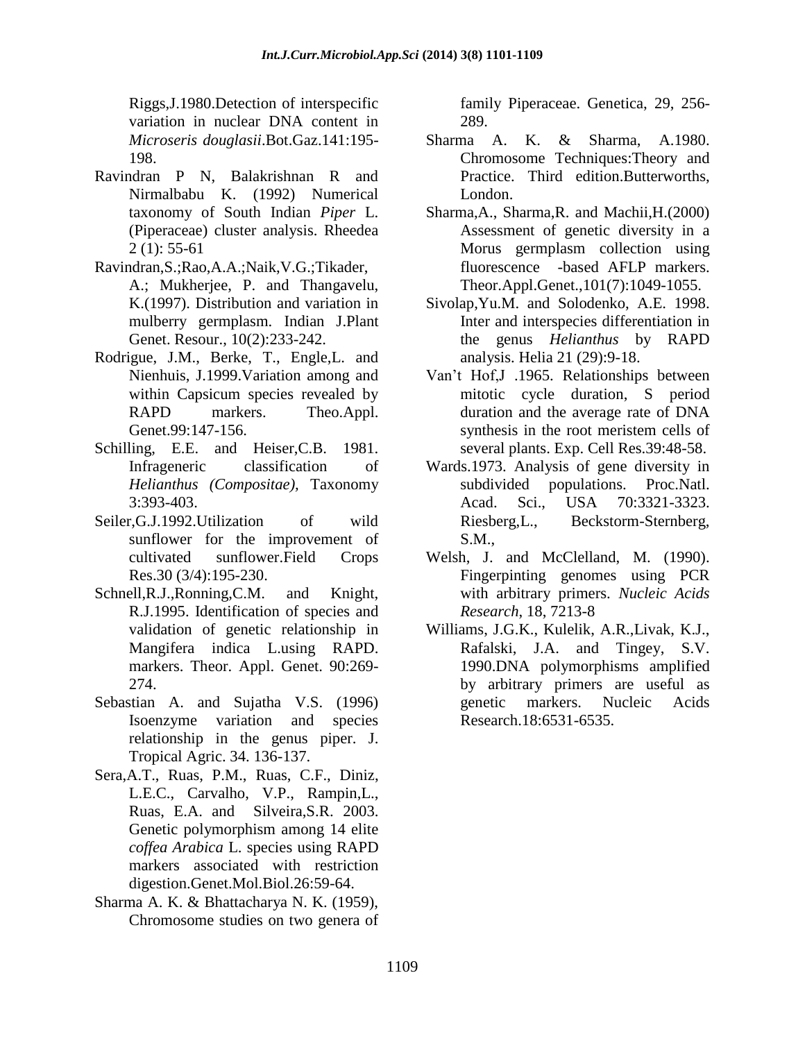Riggs,J.1980.Detection of interspecific variation in nuclear DNA content in *Microseris douglasii*.Bot.Gaz.141:195-198.

Ravindran P N, Balakrishnan R and Nirmalbabu K. (1992) Numerical taxonomy of South Indian *Piper* L. (Piperaceae) cluster analysis. Rheedea 2 (1): 55-61

Ravindran,S.;Rao,A.A.;Naik,V.G.;Tikader, A.; Mukherjee, P. and Thangavelu, K.(1997). Distribution and variation in mulberry germplasm. Indian J.Plant Genet. Resour., 10(2):233-242.

Rodrigue, J.M., Berke, T., Engle,L. and Nienhuis, J.1999.Variation among and within Capsicum species revealed by RAPD markers. Theo.Appl. Genet.99:147-156.

Schilling, E.E. and Heiser,C.B. 1981. Infrageneric classification of *Helianthus (Compositae)*, Taxonomy 3:393-403.

Seiler,G.J.1992.Utilization of wild sunflower for the improvement of cultivated sunflower.Field Crops Res.30 (3/4):195-230.

Schnell,R.J.,Ronning,C.M. and Knight, R.J.1995. Identification of species and validation of genetic relationship in Mangifera indica L.using RAPD. markers. Theor. Appl. Genet. 90:269-274.

Sebastian A. and Sujatha V.S. (1996) Isoenzyme variation and species relationship in the genus piper. J. Tropical Agric. 34. 136-137.

Sera,A.T., Ruas, P.M., Ruas, C.F., Diniz, L.E.C., Carvalho, V.P., Rampin,L., Ruas, E.A. and Silveira,S.R. 2003. Genetic polymorphism among 14 elite *coffea Arabica* L. species using RAPD markers associated with restriction digestion.Genet.Mol.Biol.26:59-64.

Sharma A. K. & Bhattacharya N. K. (1959), Chromosome studies on two genera of family Piperaceae. Genetica, 29, 256-289.

Sharma A. K. & Sharma, A.1980. Chromosome Techniques:Theory and Practice. Third edition.Butterworths, London.

Sharma,A., Sharma,R. and Machii,H.(2000) Assessment of genetic diversity in a Morus germplasm collection using fluorescence -based AFLP markers. Theor.Appl.Genet.,101(7):1049-1055.

Sivolap,Yu.M. and Solodenko, A.E. 1998. Inter and interspecies differentiation in the genus *Helianthus* by RAPD analysis. Helia 21 (29):9-18.

Van't Hof,J .1965. Relationships between mitotic cycle duration, S period duration and the average rate of DNA synthesis in the root meristem cells of several plants. Exp. Cell Res.39:48-58.

Wards.1973. Analysis of gene diversity in subdivided populations. Proc.Natl. Acad. Sci., USA 70:3321-3323. Riesberg,L., Beckstorm-Sternberg, S.M.,

Welsh, J. and McClelland, M. (1990). Fingerpinting genomes using PCR with arbitrary primers. *Nucleic Acids Research*, 18, 7213-8

Williams, J.G.K., Kulelik, A.R.,Livak, K.J., Rafalski, J.A. and Tingey, S.V. 1990.DNA polymorphisms amplified by arbitrary primers are useful as genetic markers. Nucleic Acids Research.18:6531-6535.